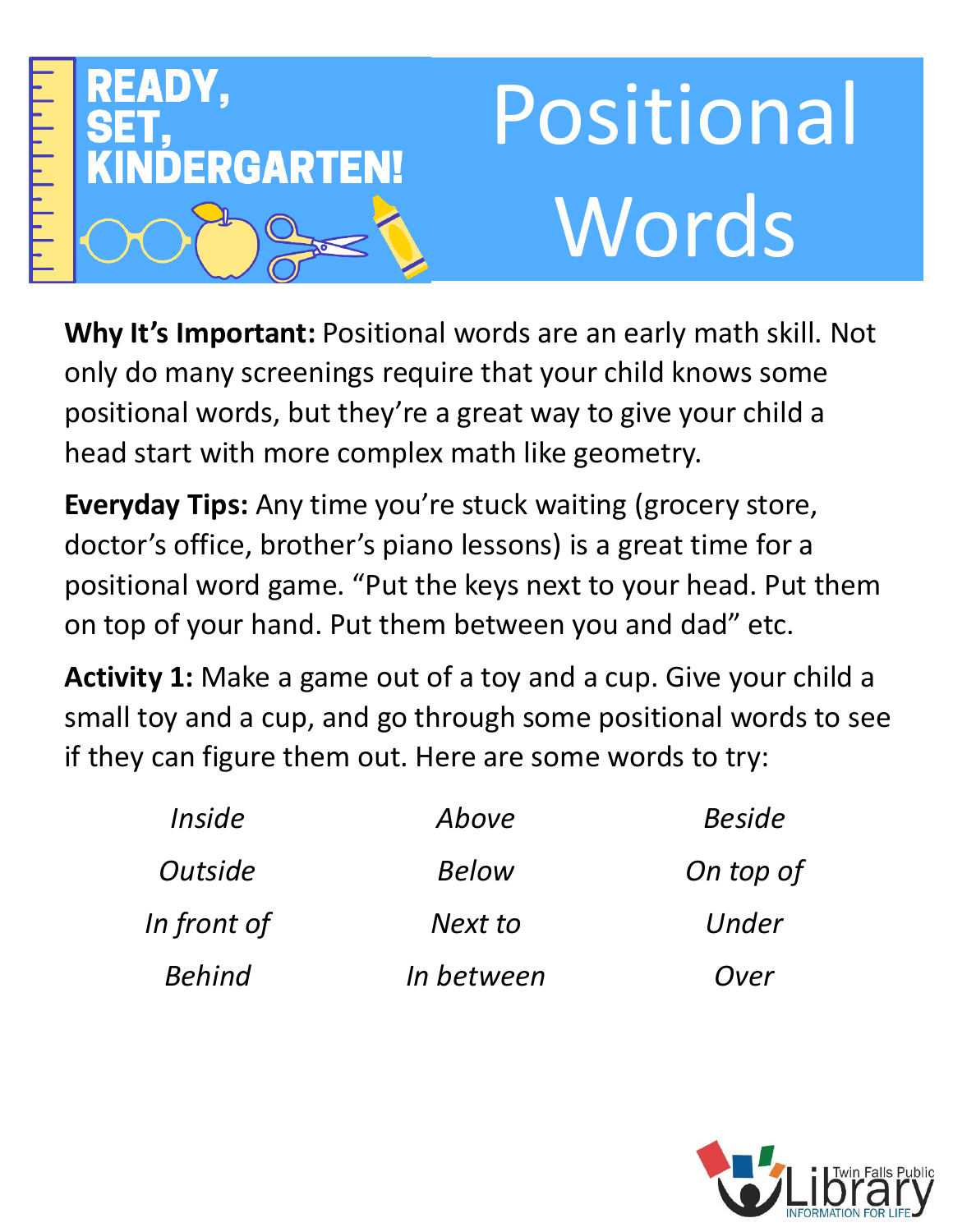READY, SET, KINDERGARTEN!

# Positional Words

**Why It's Important:** Positional words are an early math skill. Not only do many screenings require that your child knows some positional words, but they're a great way to give your child a head start with more complex math like geometry.

**Everyday Tips:** Any time you're stuck waiting (grocery store, doctor's office, brother's piano lessons) is a great time for a positional word game. "Put the keys next to your head. Put them on top of your hand. Put them between you and dad" etc.

**Activity 1:** Make a game out of a toy and a cup. Give your child a small toy and a cup, and go through some positional words to see if they can figure them out. Here are some words to try:

| | | |
|---|---|---|
| *Inside* | *Above* | *Beside* |
| *Outside* | *Below* | *On top of* |
| *In front of* | *Next to* | *Under* |
| *Behind* | *In between* | *Over* |

Twin Falls Public Library
INFORMATION FOR LIFE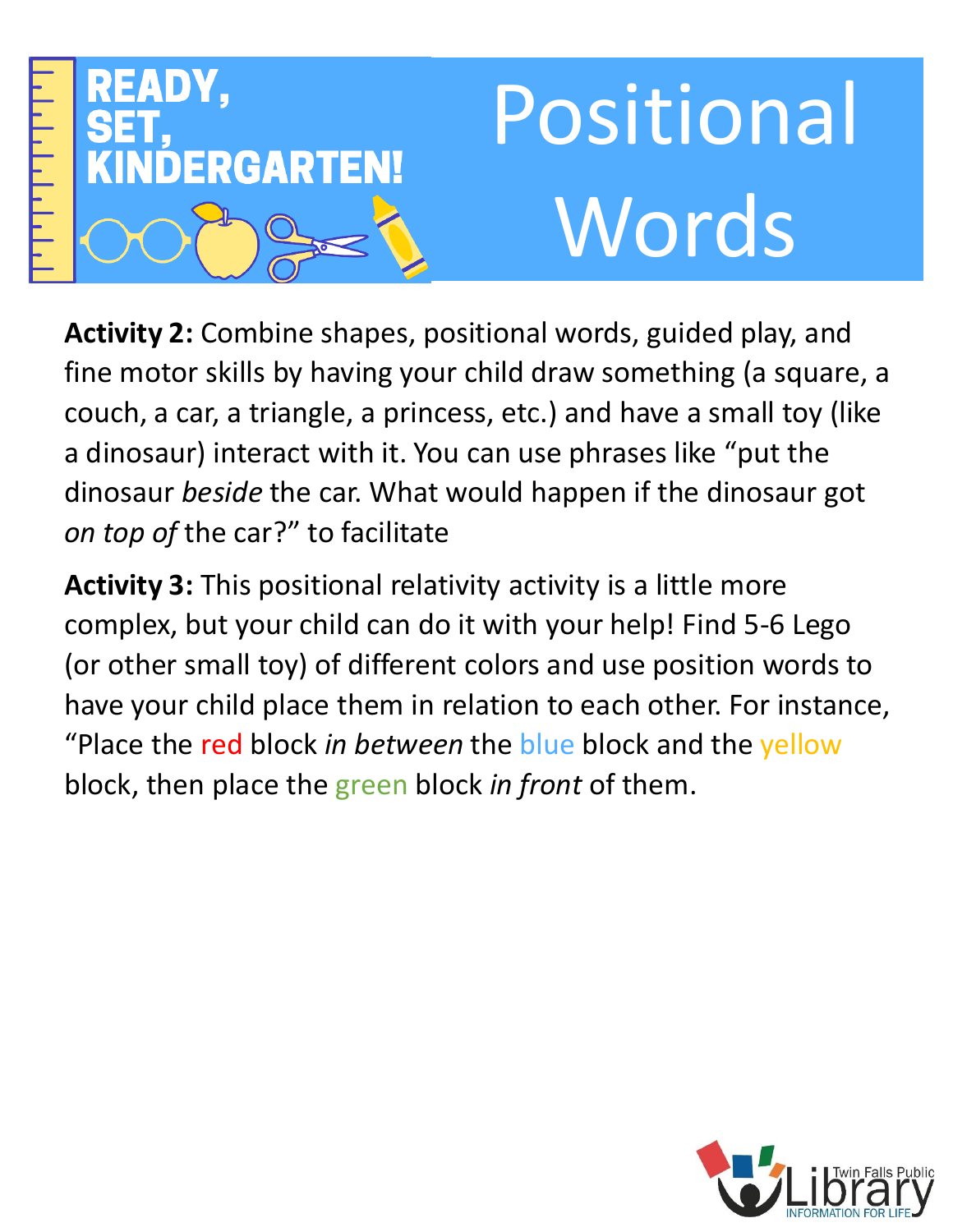READY, SET, KINDERGARTEN!

# Positional Words

**Activity 2:** Combine shapes, positional words, guided play, and fine motor skills by having your child draw something (a square, a couch, a car, a triangle, a princess, etc.) and have a small toy (like a dinosaur) interact with it. You can use phrases like “put the dinosaur *beside* the car. What would happen if the dinosaur got *on top of* the car?” to facilitate

**Activity 3:** This positional relativity activity is a little more complex, but your child can do it with your help! Find 5-6 Lego (or other small toy) of different colors and use position words to have your child place them in relation to each other. For instance, “Place the red block *in between* the blue block and the yellow block, then place the green block *in front* of them.

Twin Falls Public Library
INFORMATION FOR LIFE